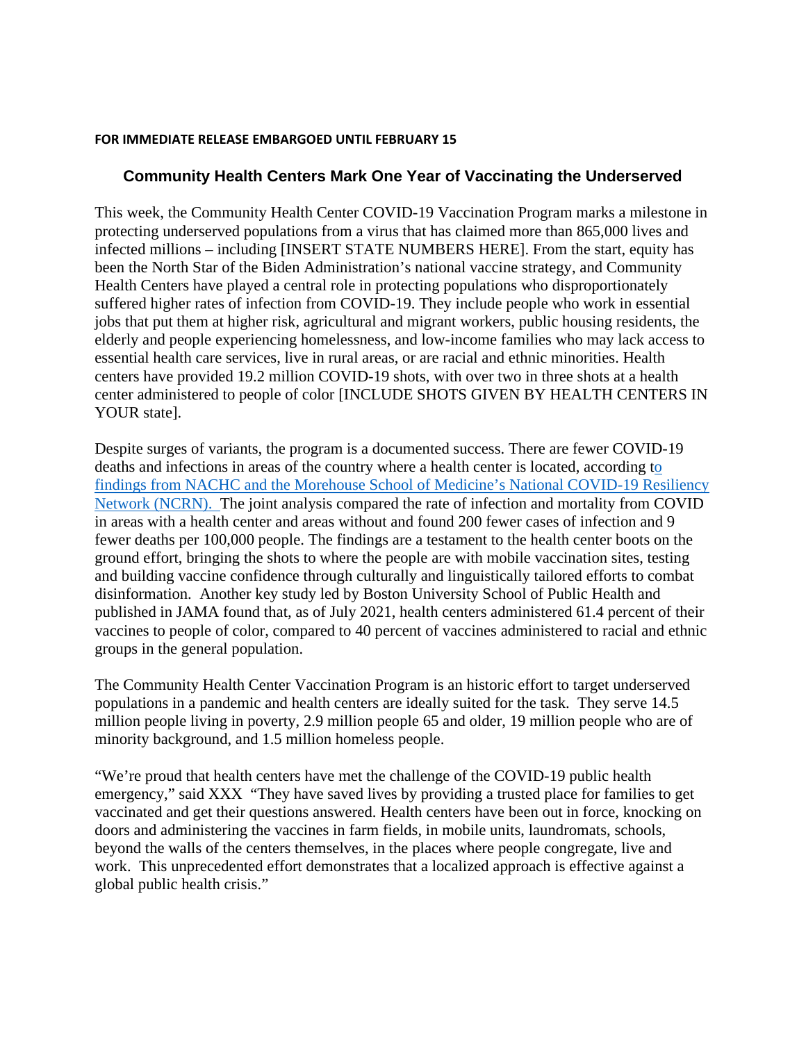**FOR IMMEDIATE RELEASE EMBARGOED UNTIL FEBRUARY 15**

## Community Health Centers Mark One Year of Vaccinating the Underserved

This week, the Community Health Center COVID-19 Vaccination Program marks a milestone in protecting underserved populations from a virus that has claimed more than 865,000 lives and infected millions – including [INSERT STATE NUMBERS HERE]. From the start, equity has been the North Star of the Biden Administration's national vaccine strategy, and Community Health Centers have played a central role in protecting populations who disproportionately suffered higher rates of infection from COVID-19. They include people who work in essential jobs that put them at higher risk, agricultural and migrant workers, public housing residents, the elderly and people experiencing homelessness, and low-income families who may lack access to essential health care services, live in rural areas, or are racial and ethnic minorities. Health centers have provided 19.2 million COVID-19 shots, with over two in three shots at a health center administered to people of color [INCLUDE SHOTS GIVEN BY HEALTH CENTERS IN YOUR state].

Despite surges of variants, the program is a documented success. There are fewer COVID-19 deaths and infections in areas of the country where a health center is located, according to findings from NACHC and the Morehouse School of Medicine's National COVID-19 Resiliency Network (NCRN). The joint analysis compared the rate of infection and mortality from COVID in areas with a health center and areas without and found 200 fewer cases of infection and 9 fewer deaths per 100,000 people. The findings are a testament to the health center boots on the ground effort, bringing the shots to where the people are with mobile vaccination sites, testing and building vaccine confidence through culturally and linguistically tailored efforts to combat disinformation. Another key study led by Boston University School of Public Health and published in JAMA found that, as of July 2021, health centers administered 61.4 percent of their vaccines to people of color, compared to 40 percent of vaccines administered to racial and ethnic groups in the general population.

The Community Health Center Vaccination Program is an historic effort to target underserved populations in a pandemic and health centers are ideally suited for the task. They serve 14.5 million people living in poverty, 2.9 million people 65 and older, 19 million people who are of minority background, and 1.5 million homeless people.

"We're proud that health centers have met the challenge of the COVID-19 public health emergency," said XXX "They have saved lives by providing a trusted place for families to get vaccinated and get their questions answered. Health centers have been out in force, knocking on doors and administering the vaccines in farm fields, in mobile units, laundromats, schools, beyond the walls of the centers themselves, in the places where people congregate, live and work. This unprecedented effort demonstrates that a localized approach is effective against a global public health crisis."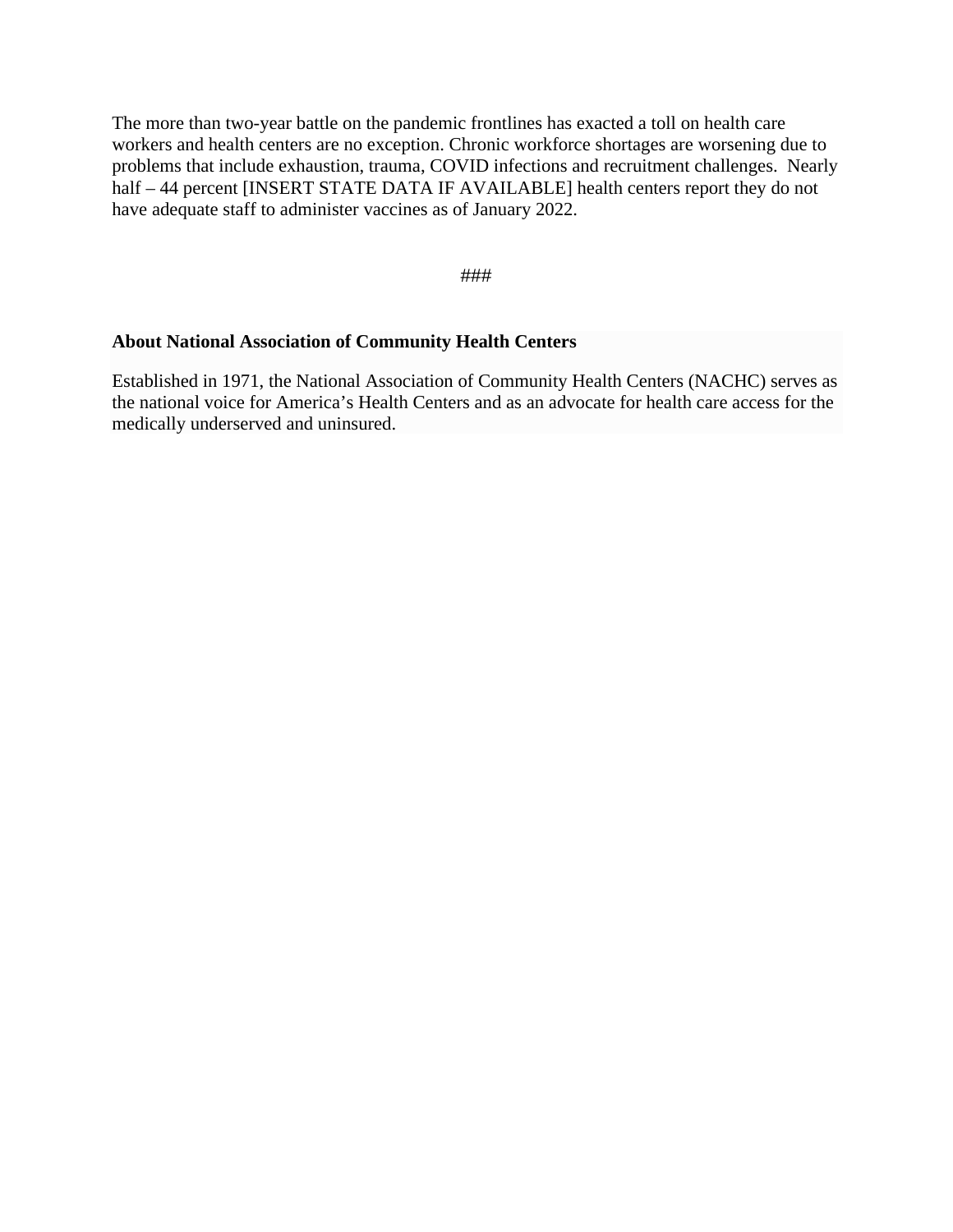The more than two-year battle on the pandemic frontlines has exacted a toll on health care workers and health centers are no exception. Chronic workforce shortages are worsening due to problems that include exhaustion, trauma, COVID infections and recruitment challenges.  Nearly half – 44 percent [INSERT STATE DATA IF AVAILABLE] health centers report they do not have adequate staff to administer vaccines as of January 2022.

###

**About National Association of Community Health Centers**

Established in 1971, the National Association of Community Health Centers (NACHC) serves as the national voice for America's Health Centers and as an advocate for health care access for the medically underserved and uninsured.